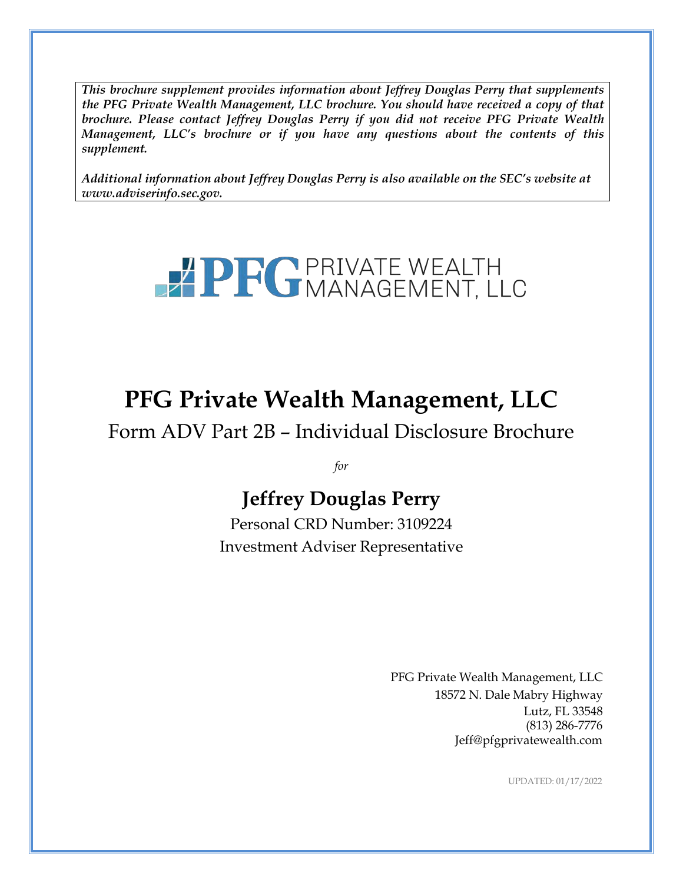***This brochure supplement provides information about Jeffrey Douglas Perry that supplements the PFG Private Wealth Management, LLC brochure. You should have received a copy of that brochure. Please contact Jeffrey Douglas Perry if you did not receive PFG Private Wealth Management, LLC's brochure or if you have any questions about the contents of this supplement.***

***Additional information about Jeffrey Douglas Perry is also available on the SEC's website at www.adviserinfo.sec.gov.***

PFG PRIVATE WEALTH MANAGEMENT, LLC

# PFG Private Wealth Management, LLC

## Form ADV Part 2B – Individual Disclosure Brochure

*for*

## Jeffrey Douglas Perry

Personal CRD Number: 3109224

Investment Adviser Representative

PFG Private Wealth Management, LLC
18572 N. Dale Mabry Highway
Lutz, FL 33548
(813) 286-7776
Jeff@pfgprivatewealth.com

UPDATED: 01/17/2022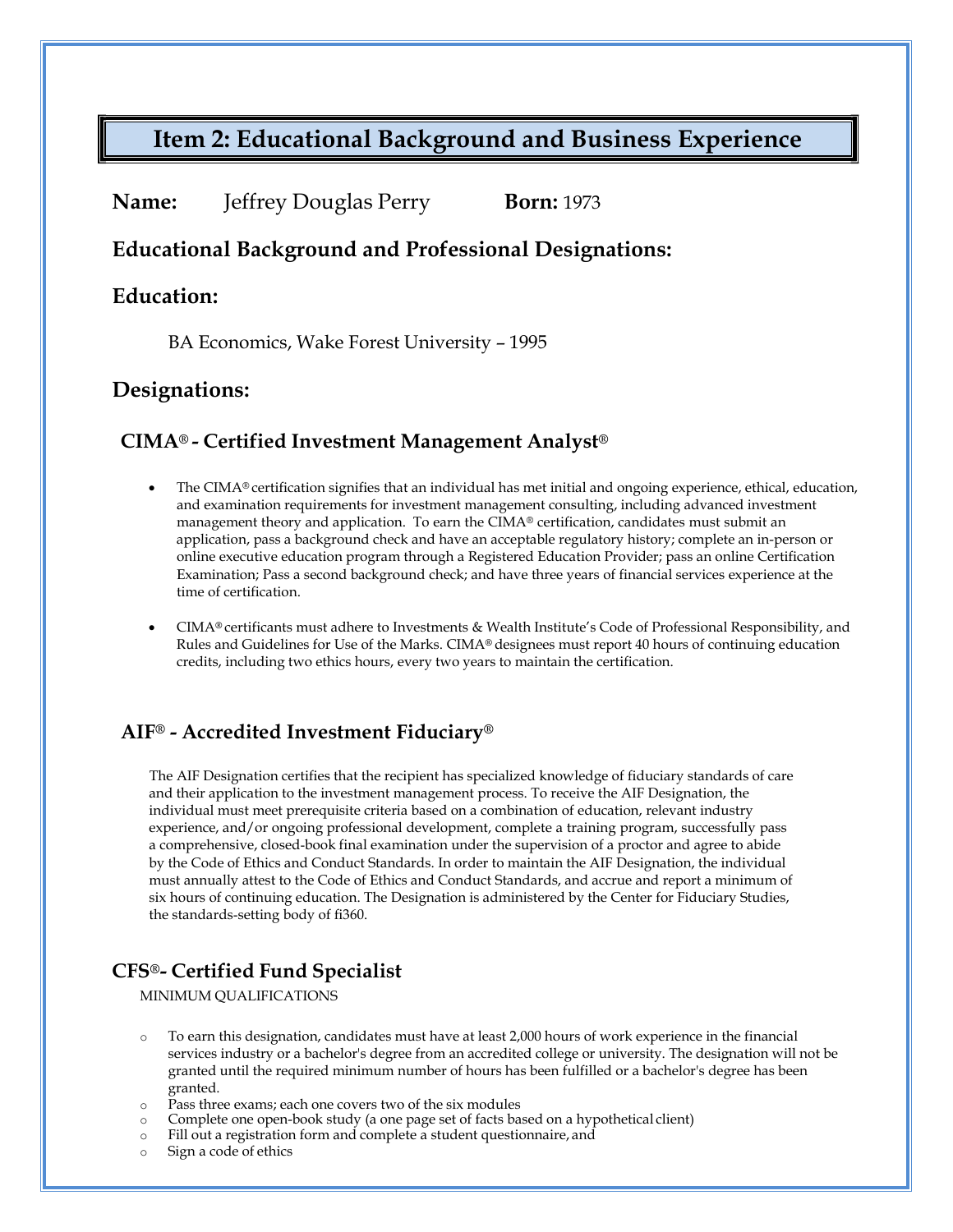# Item 2: Educational Background and Business Experience

**Name:** Jeffrey Douglas Perry **Born:** 1973

## Educational Background and Professional Designations:

## Education:

BA Economics, Wake Forest University – 1995

## Designations:

### CIMA® - Certified Investment Management Analyst®

- The CIMA® certification signifies that an individual has met initial and ongoing experience, ethical, education, and examination requirements for investment management consulting, including advanced investment management theory and application. To earn the CIMA® certification, candidates must submit an application, pass a background check and have an acceptable regulatory history; complete an in-person or online executive education program through a Registered Education Provider; pass an online Certification Examination; Pass a second background check; and have three years of financial services experience at the time of certification.
- CIMA® certificants must adhere to Investments & Wealth Institute's Code of Professional Responsibility, and Rules and Guidelines for Use of the Marks. CIMA® designees must report 40 hours of continuing education credits, including two ethics hours, every two years to maintain the certification.

### AIF® - Accredited Investment Fiduciary®

The AIF Designation certifies that the recipient has specialized knowledge of fiduciary standards of care and their application to the investment management process. To receive the AIF Designation, the individual must meet prerequisite criteria based on a combination of education, relevant industry experience, and/or ongoing professional development, complete a training program, successfully pass a comprehensive, closed-book final examination under the supervision of a proctor and agree to abide by the Code of Ethics and Conduct Standards. In order to maintain the AIF Designation, the individual must annually attest to the Code of Ethics and Conduct Standards, and accrue and report a minimum of six hours of continuing education. The Designation is administered by the Center for Fiduciary Studies, the standards-setting body of fi360.

### CFS®- Certified Fund Specialist

MINIMUM QUALIFICATIONS

- To earn this designation, candidates must have at least 2,000 hours of work experience in the financial services industry or a bachelor's degree from an accredited college or university. The designation will not be granted until the required minimum number of hours has been fulfilled or a bachelor's degree has been granted.
- Pass three exams; each one covers two of the six modules
- Complete one open-book study (a one page set of facts based on a hypothetical client)
- Fill out a registration form and complete a student questionnaire, and
- Sign a code of ethics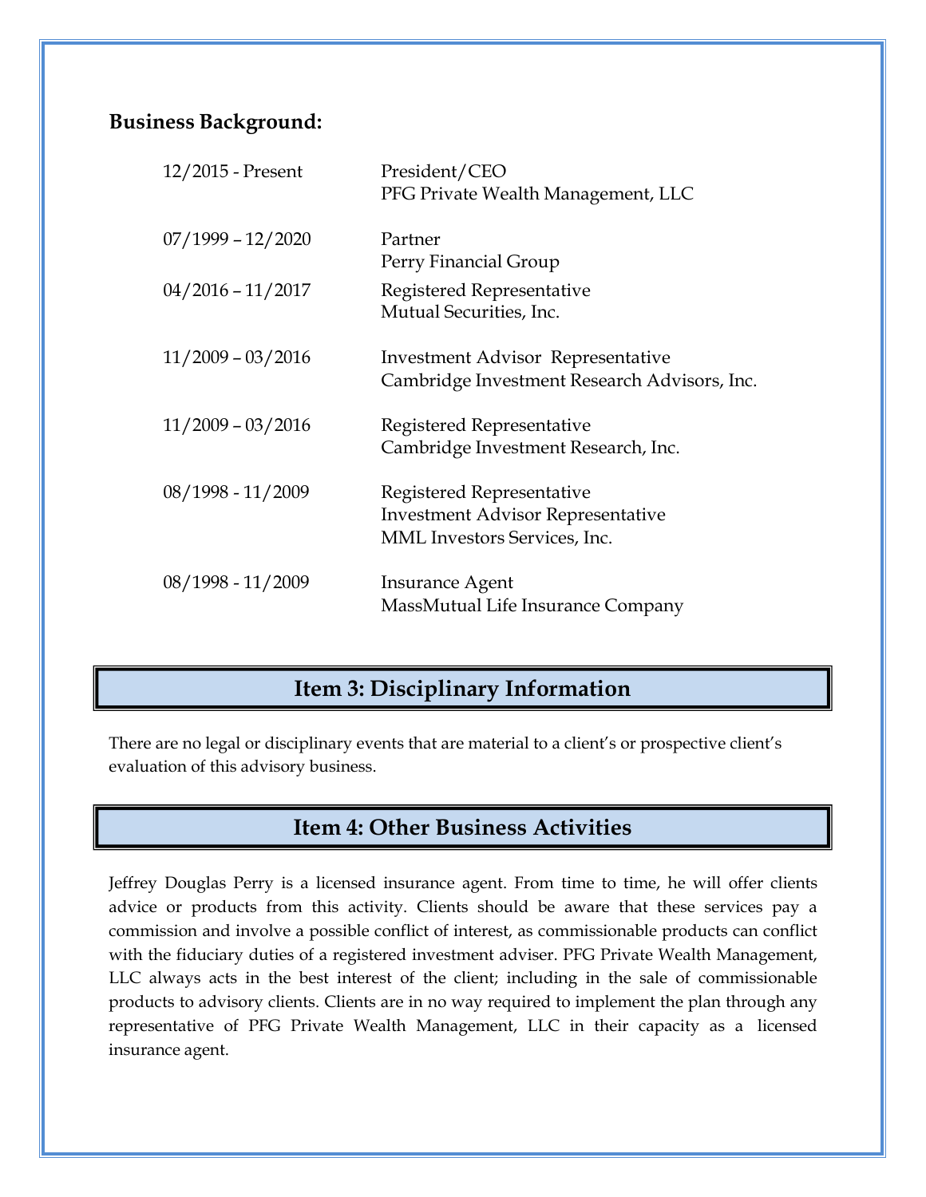**Business Background:**

| | |
|---|---|
| 12/2015 - Present | President/CEO<br>PFG Private Wealth Management, LLC |
| 07/1999 – 12/2020 | Partner<br>Perry Financial Group |
| 04/2016 – 11/2017 | Registered Representative<br>Mutual Securities, Inc. |
| 11/2009 – 03/2016 | Investment Advisor Representative<br>Cambridge Investment Research Advisors, Inc. |
| 11/2009 – 03/2016 | Registered Representative<br>Cambridge Investment Research, Inc. |
| 08/1998 - 11/2009 | Registered Representative<br>Investment Advisor Representative<br>MML Investors Services, Inc. |
| 08/1998 - 11/2009 | Insurance Agent<br>MassMutual Life Insurance Company |

## Item 3: Disciplinary Information

There are no legal or disciplinary events that are material to a client's or prospective client's evaluation of this advisory business.

## Item 4: Other Business Activities

Jeffrey Douglas Perry is a licensed insurance agent. From time to time, he will offer clients advice or products from this activity. Clients should be aware that these services pay a commission and involve a possible conflict of interest, as commissionable products can conflict with the fiduciary duties of a registered investment adviser. PFG Private Wealth Management, LLC always acts in the best interest of the client; including in the sale of commissionable products to advisory clients. Clients are in no way required to implement the plan through any representative of PFG Private Wealth Management, LLC in their capacity as a licensed insurance agent.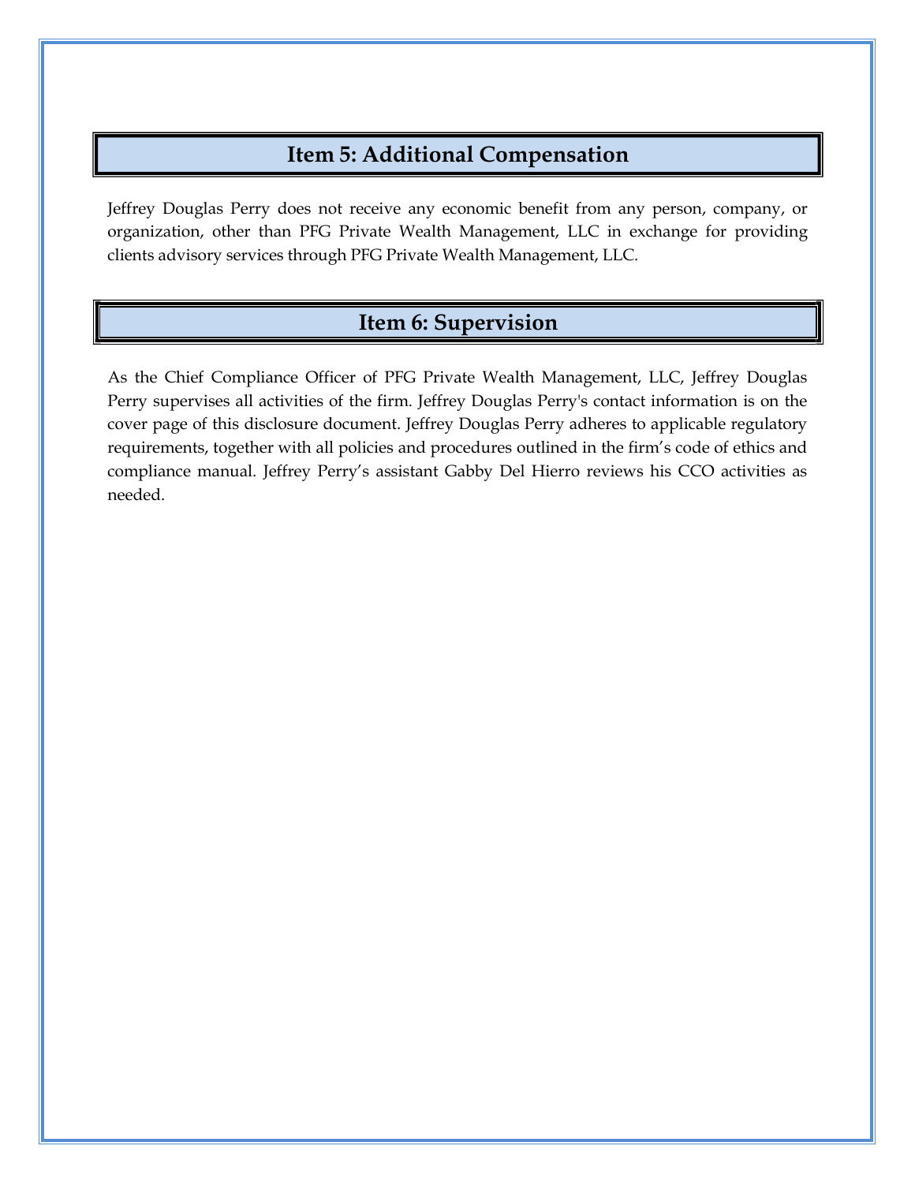## Item 5: Additional Compensation

Jeffrey Douglas Perry does not receive any economic benefit from any person, company, or organization, other than PFG Private Wealth Management, LLC in exchange for providing clients advisory services through PFG Private Wealth Management, LLC.

## Item 6: Supervision

As the Chief Compliance Officer of PFG Private Wealth Management, LLC, Jeffrey Douglas Perry supervises all activities of the firm. Jeffrey Douglas Perry's contact information is on the cover page of this disclosure document. Jeffrey Douglas Perry adheres to applicable regulatory requirements, together with all policies and procedures outlined in the firm's code of ethics and compliance manual. Jeffrey Perry's assistant Gabby Del Hierro reviews his CCO activities as needed.